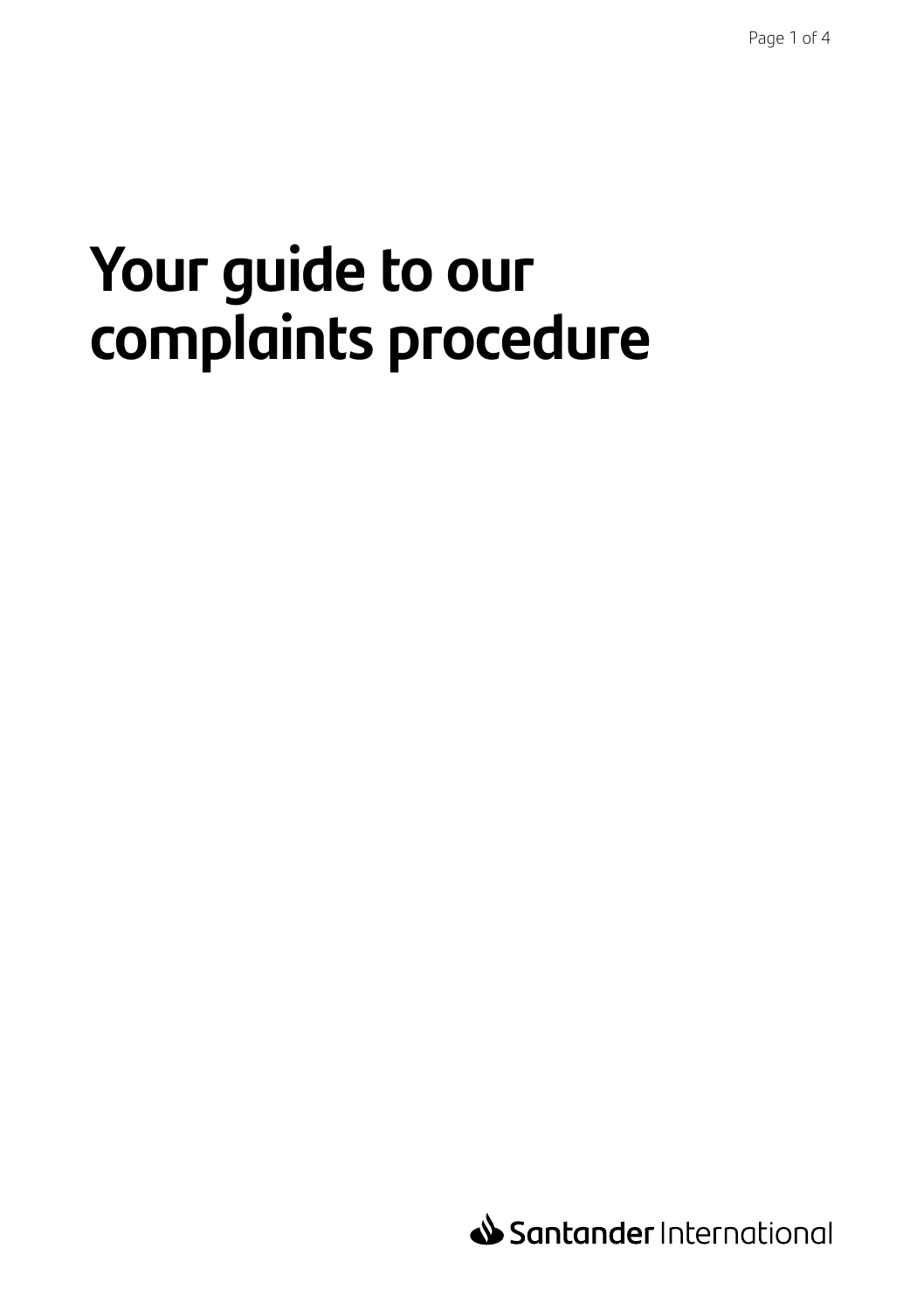# Your guide to our complaints procedure

Santander International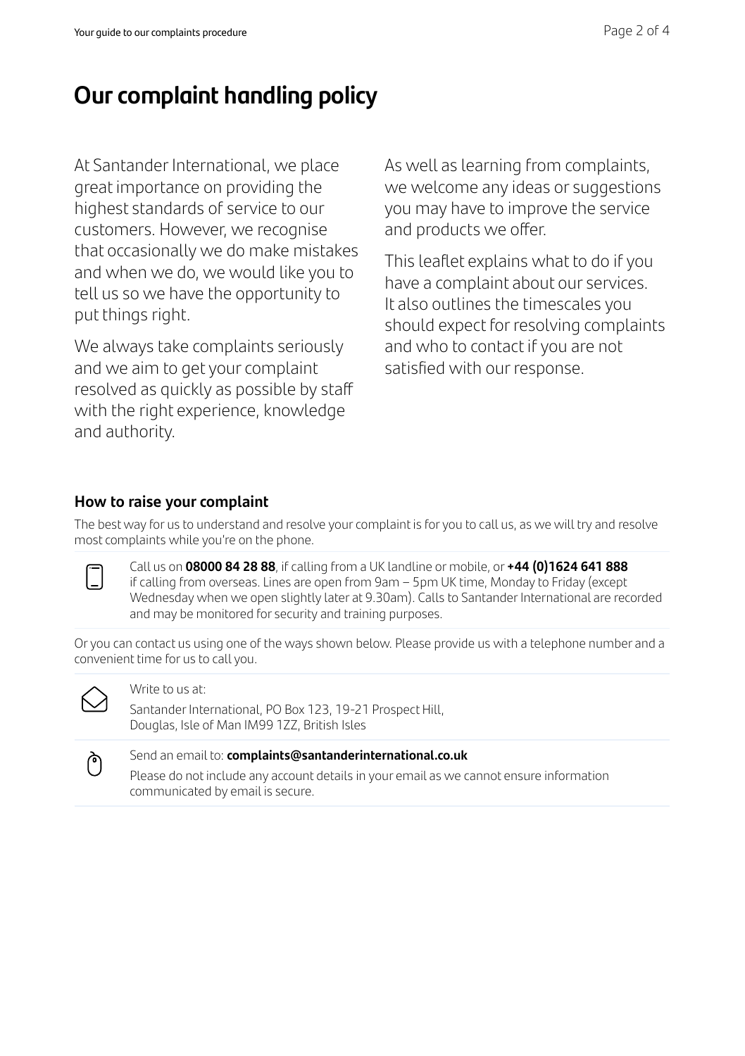# Our complaint handling policy

At Santander International, we place great importance on providing the highest standards of service to our customers. However, we recognise that occasionally we do make mistakes and when we do, we would like you to tell us so we have the opportunity to put things right.

We always take complaints seriously and we aim to get your complaint resolved as quickly as possible by staff with the right experience, knowledge and authority.

As well as learning from complaints, we welcome any ideas or suggestions you may have to improve the service and products we offer.

This leaflet explains what to do if you have a complaint about our services. It also outlines the timescales you should expect for resolving complaints and who to contact if you are not satisfied with our response.

### How to raise your complaint

The best way for us to understand and resolve your complaint is for you to call us, as we will try and resolve most complaints while you're on the phone.

Call us on **08000 84 28 88**, if calling from a UK landline or mobile, or **+44 (0)1624 641 888** if calling from overseas. Lines are open from 9am – 5pm UK time, Monday to Friday (except Wednesday when we open slightly later at 9.30am). Calls to Santander International are recorded and may be monitored for security and training purposes.

Or you can contact us using one of the ways shown below. Please provide us with a telephone number and a convenient time for us to call you.

Write to us at:

Santander International, PO Box 123, 19-21 Prospect Hill,
Douglas, Isle of Man IM99 1ZZ, British Isles

Send an email to: **complaints@santanderinternational.co.uk**

Please do not include any account details in your email as we cannot ensure information communicated by email is secure.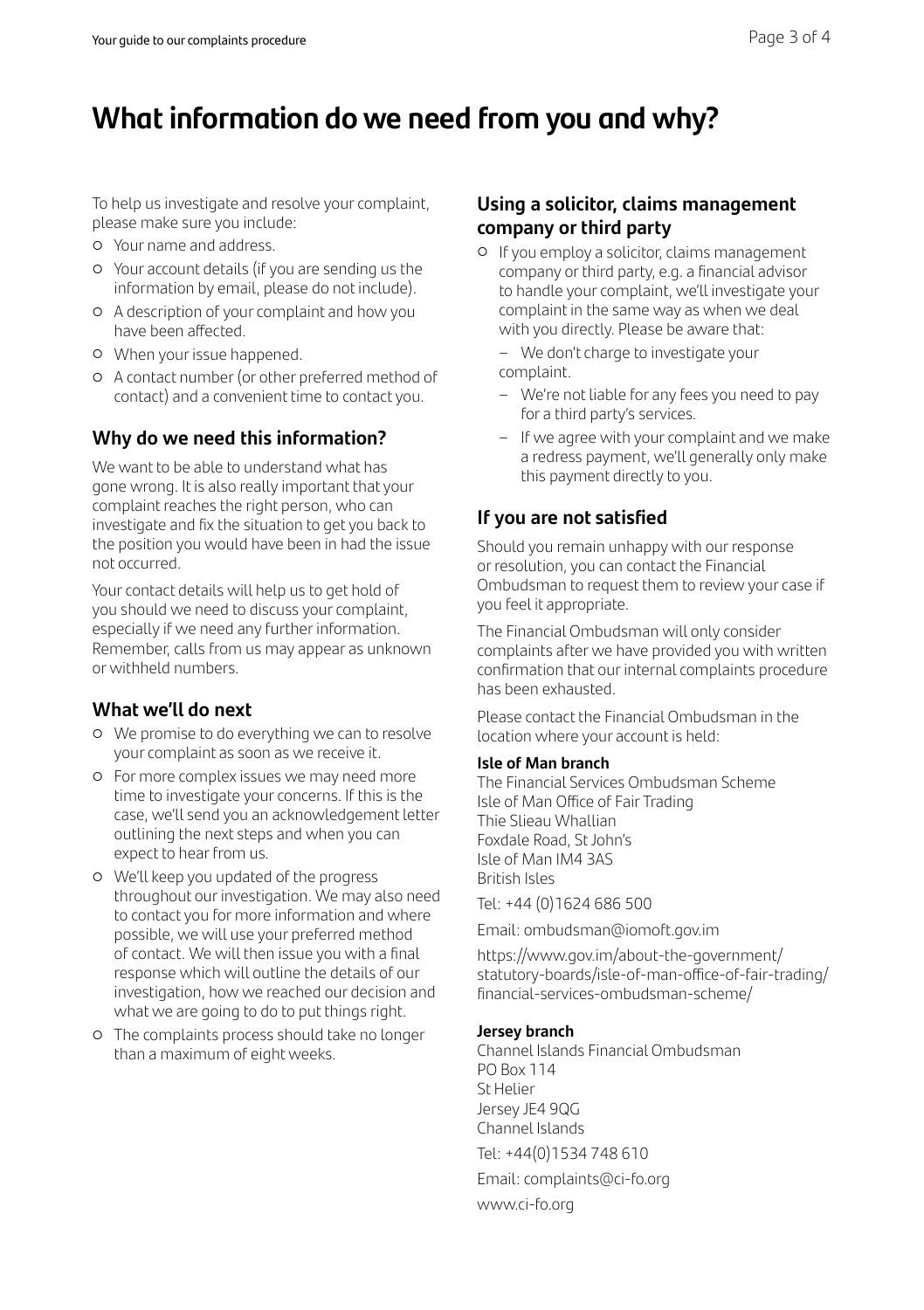# What information do we need from you and why?

To help us investigate and resolve your complaint, please make sure you include:

- Your name and address.
- Your account details (if you are sending us the information by email, please do not include).
- A description of your complaint and how you have been affected.
- When your issue happened.
- A contact number (or other preferred method of contact) and a convenient time to contact you.

## Why do we need this information?

We want to be able to understand what has gone wrong. It is also really important that your complaint reaches the right person, who can investigate and fix the situation to get you back to the position you would have been in had the issue not occurred.

Your contact details will help us to get hold of you should we need to discuss your complaint, especially if we need any further information. Remember, calls from us may appear as unknown or withheld numbers.

## What we'll do next

- We promise to do everything we can to resolve your complaint as soon as we receive it.
- For more complex issues we may need more time to investigate your concerns. If this is the case, we'll send you an acknowledgement letter outlining the next steps and when you can expect to hear from us.
- We'll keep you updated of the progress throughout our investigation. We may also need to contact you for more information and where possible, we will use your preferred method of contact. We will then issue you with a final response which will outline the details of our investigation, how we reached our decision and what we are going to do to put things right.
- The complaints process should take no longer than a maximum of eight weeks.

## Using a solicitor, claims management company or third party

- If you employ a solicitor, claims management company or third party, e.g. a financial advisor to handle your complaint, we'll investigate your complaint in the same way as when we deal with you directly. Please be aware that:
  - We don't charge to investigate your complaint.
  - We're not liable for any fees you need to pay for a third party's services.
  - If we agree with your complaint and we make a redress payment, we'll generally only make this payment directly to you.

## If you are not satisfied

Should you remain unhappy with our response or resolution, you can contact the Financial Ombudsman to request them to review your case if you feel it appropriate.

The Financial Ombudsman will only consider complaints after we have provided you with written confirmation that our internal complaints procedure has been exhausted.

Please contact the Financial Ombudsman in the location where your account is held:

**Isle of Man branch**
The Financial Services Ombudsman Scheme
Isle of Man Office of Fair Trading
Thie Slieau Whallian
Foxdale Road, St John's
Isle of Man IM4 3AS
British Isles

Tel: +44 (0)1624 686 500

Email: ombudsman@iomoft.gov.im

https://www.gov.im/about-the-government/statutory-boards/isle-of-man-office-of-fair-trading/financial-services-ombudsman-scheme/

**Jersey branch**
Channel Islands Financial Ombudsman
PO Box 114
St Helier
Jersey JE4 9QG
Channel Islands

Tel: +44(0)1534 748 610

Email: complaints@ci-fo.org

www.ci-fo.org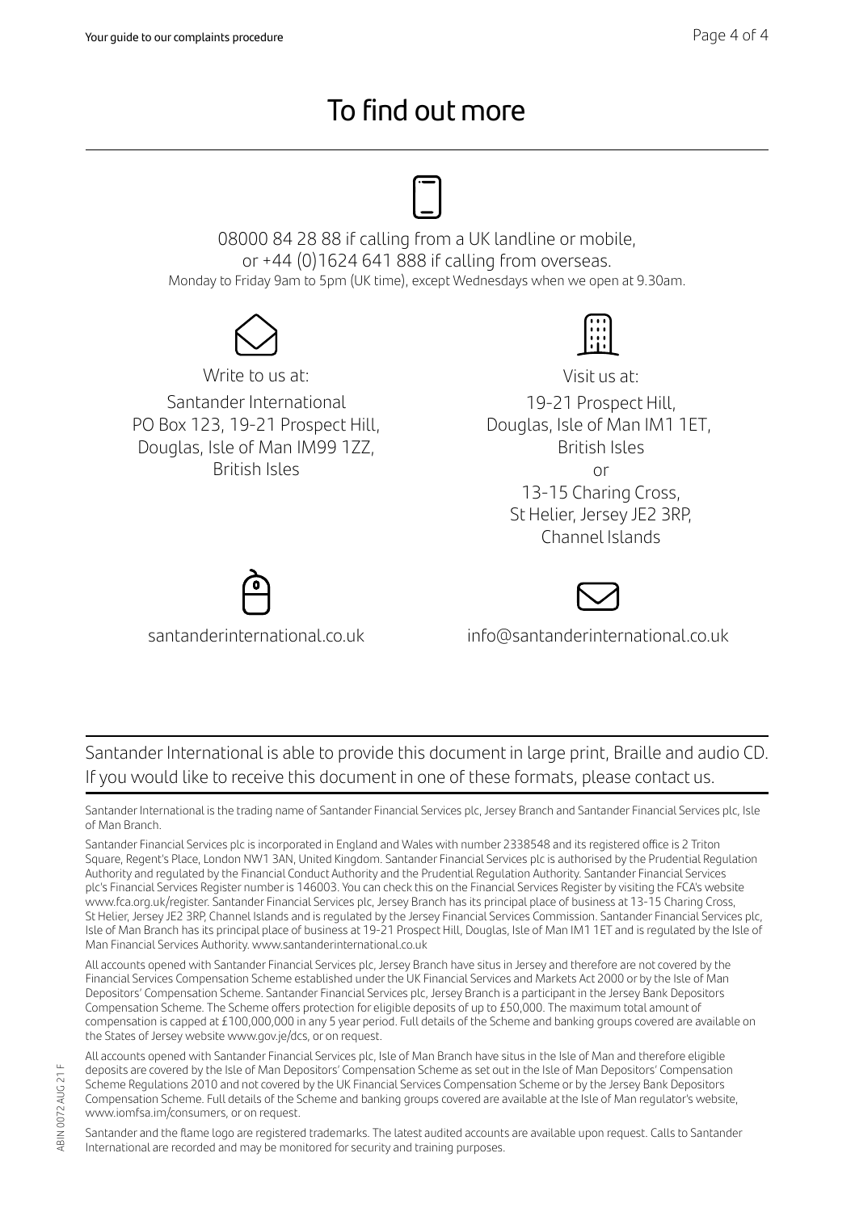# To find out more

08000 84 28 88 if calling from a UK landline or mobile,
or +44 (0)1624 641 888 if calling from overseas.
Monday to Friday 9am to 5pm (UK time), except Wednesdays when we open at 9.30am.

Write to us at:
Santander International
PO Box 123, 19-21 Prospect Hill,
Douglas, Isle of Man IM99 1ZZ,
British Isles

Visit us at:
19-21 Prospect Hill,
Douglas, Isle of Man IM1 1ET,
British Isles
or
13-15 Charing Cross,
St Helier, Jersey JE2 3RP,
Channel Islands

santanderinternational.co.uk

info@santanderinternational.co.uk

Santander International is able to provide this document in large print, Braille and audio CD. If you would like to receive this document in one of these formats, please contact us.

Santander International is the trading name of Santander Financial Services plc, Jersey Branch and Santander Financial Services plc, Isle of Man Branch.

Santander Financial Services plc is incorporated in England and Wales with number 2338548 and its registered office is 2 Triton Square, Regent's Place, London NW1 3AN, United Kingdom. Santander Financial Services plc is authorised by the Prudential Regulation Authority and regulated by the Financial Conduct Authority and the Prudential Regulation Authority. Santander Financial Services plc's Financial Services Register number is 146003. You can check this on the Financial Services Register by visiting the FCA's website www.fca.org.uk/register. Santander Financial Services plc, Jersey Branch has its principal place of business at 13-15 Charing Cross, St Helier, Jersey JE2 3RP, Channel Islands and is regulated by the Jersey Financial Services Commission. Santander Financial Services plc, Isle of Man Branch has its principal place of business at 19-21 Prospect Hill, Douglas, Isle of Man IM1 1ET and is regulated by the Isle of Man Financial Services Authority. www.santanderinternational.co.uk

All accounts opened with Santander Financial Services plc, Jersey Branch have situs in Jersey and therefore are not covered by the Financial Services Compensation Scheme established under the UK Financial Services and Markets Act 2000 or by the Isle of Man Depositors' Compensation Scheme. Santander Financial Services plc, Jersey Branch is a participant in the Jersey Bank Depositors Compensation Scheme. The Scheme offers protection for eligible deposits of up to £50,000. The maximum total amount of compensation is capped at £100,000,000 in any 5 year period. Full details of the Scheme and banking groups covered are available on the States of Jersey website www.gov.je/dcs, or on request.

All accounts opened with Santander Financial Services plc, Isle of Man Branch have situs in the Isle of Man and therefore eligible deposits are covered by the Isle of Man Depositors' Compensation Scheme as set out in the Isle of Man Depositors' Compensation Scheme Regulations 2010 and not covered by the UK Financial Services Compensation Scheme or by the Jersey Bank Depositors Compensation Scheme. Full details of the Scheme and banking groups covered are available at the Isle of Man regulator's website, www.iomfsa.im/consumers, or on request.

Santander and the flame logo are registered trademarks. The latest audited accounts are available upon request. Calls to Santander International are recorded and may be monitored for security and training purposes.

ABIN 0072 AUG 21 F